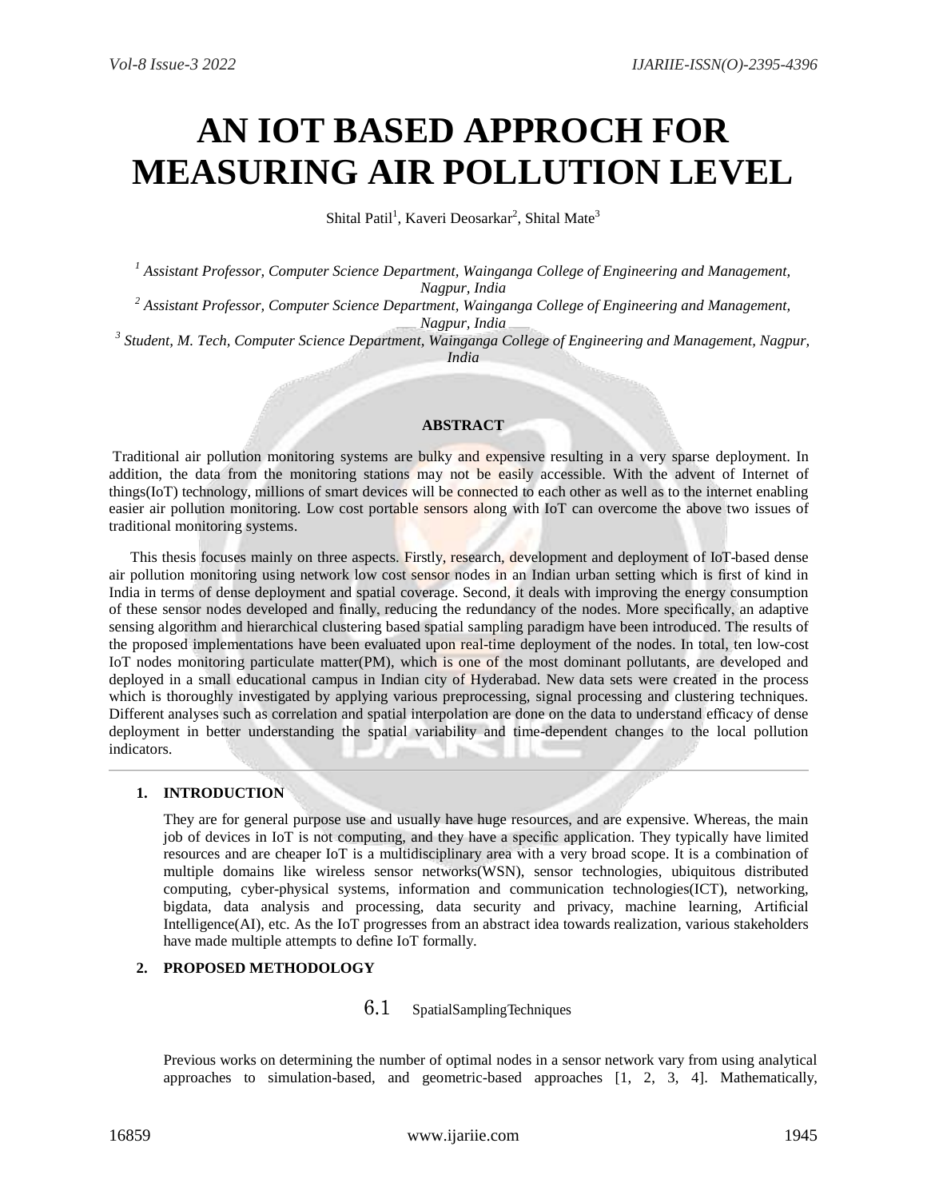# AN IOT BASED APPROCH FOR MEASURING AIR POLLUTION LEVEL

Shital Patil[1], Kaveri Deosarkar[2], Shital Mate[3]

*[1] Assistant Professor, Computer Science Department, Wainganga College of Engineering and Management, Nagpur, India*

*[2] Assistant Professor, Computer Science Department, Wainganga College of Engineering and Management, Nagpur, India*

*[3] Student, M. Tech, Computer Science Department, Wainganga College of Engineering and Management, Nagpur, India*

## ABSTRACT

Traditional air pollution monitoring systems are bulky and expensive resulting in a very sparse deployment. In addition, the data from the monitoring stations may not be easily accessible. With the advent of Internet of things(IoT) technology, millions of smart devices will be connected to each other as well as to the internet enabling easier air pollution monitoring. Low cost portable sensors along with IoT can overcome the above two issues of traditional monitoring systems.

This thesis focuses mainly on three aspects. Firstly, research, development and deployment of IoT-based dense air pollution monitoring using network low cost sensor nodes in an Indian urban setting which is first of kind in India in terms of dense deployment and spatial coverage. Second, it deals with improving the energy consumption of these sensor nodes developed and finally, reducing the redundancy of the nodes. More specifically, an adaptive sensing algorithm and hierarchical clustering based spatial sampling paradigm have been introduced. The results of the proposed implementations have been evaluated upon real-time deployment of the nodes. In total, ten low-cost IoT nodes monitoring particulate matter(PM), which is one of the most dominant pollutants, are developed and deployed in a small educational campus in Indian city of Hyderabad. New data sets were created in the process which is thoroughly investigated by applying various preprocessing, signal processing and clustering techniques. Different analyses such as correlation and spatial interpolation are done on the data to understand efficacy of dense deployment in better understanding the spatial variability and time-dependent changes to the local pollution indicators.

## 1. INTRODUCTION

They are for general purpose use and usually have huge resources, and are expensive. Whereas, the main job of devices in IoT is not computing, and they have a specific application. They typically have limited resources and are cheaper IoT is a multidisciplinary area with a very broad scope. It is a combination of multiple domains like wireless sensor networks(WSN), sensor technologies, ubiquitous distributed computing, cyber-physical systems, information and communication technologies(ICT), networking, bigdata, data analysis and processing, data security and privacy, machine learning, Artificial Intelligence(AI), etc. As the IoT progresses from an abstract idea towards realization, various stakeholders have made multiple attempts to define IoT formally.

## 2. PROPOSED METHODOLOGY

### 6.1 SpatialSamplingTechniques

Previous works on determining the number of optimal nodes in a sensor network vary from using analytical approaches to simulation-based, and geometric-based approaches [1, 2, 3, 4]. Mathematically,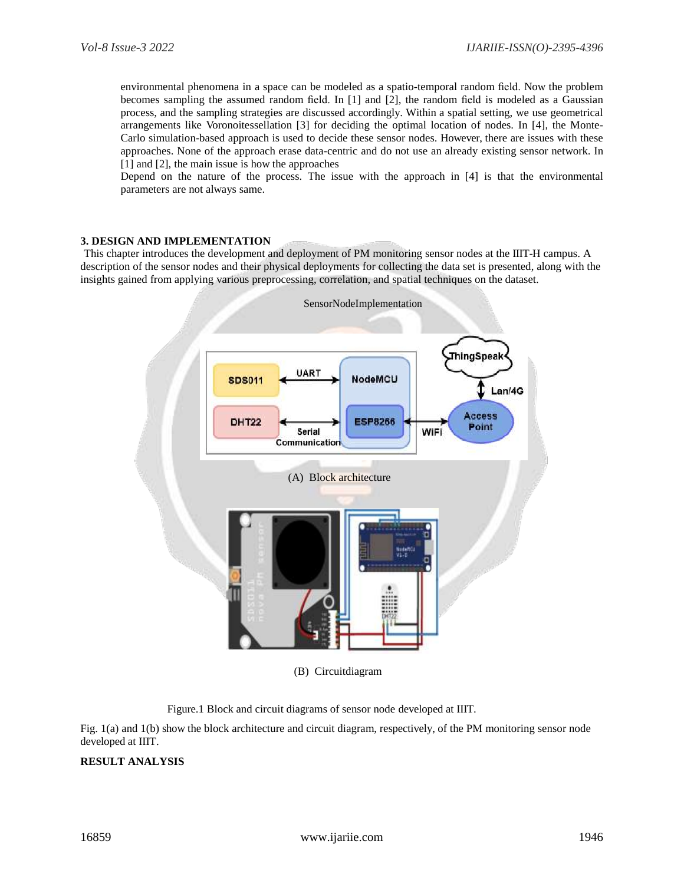environmental phenomena in a space can be modeled as a spatio-temporal random field. Now the problem becomes sampling the assumed random field. In [1] and [2], the random field is modeled as a Gaussian process, and the sampling strategies are discussed accordingly. Within a spatial setting, we use geometrical arrangements like Voronoitessellation [3] for deciding the optimal location of nodes. In [4], the Monte-Carlo simulation-based approach is used to decide these sensor nodes. However, there are issues with these approaches. None of the approach erase data-centric and do not use an already existing sensor network. In [1] and [2], the main issue is how the approaches

Depend on the nature of the process. The issue with the approach in [4] is that the environmental parameters are not always same.

## 3. DESIGN AND IMPLEMENTATION

This chapter introduces the development and deployment of PM monitoring sensor nodes at the IIIT-H campus. A description of the sensor nodes and their physical deployments for collecting the data set is presented, along with the insights gained from applying various preprocessing, correlation, and spatial techniques on the dataset.

SensorNodeImplementation

(A) Block architecture

(B) Circuitdiagram

Figure.1 Block and circuit diagrams of sensor node developed at IIIT.

Fig. 1(a) and 1(b) show the block architecture and circuit diagram, respectively, of the PM monitoring sensor node developed at IIIT.

## RESULT ANALYSIS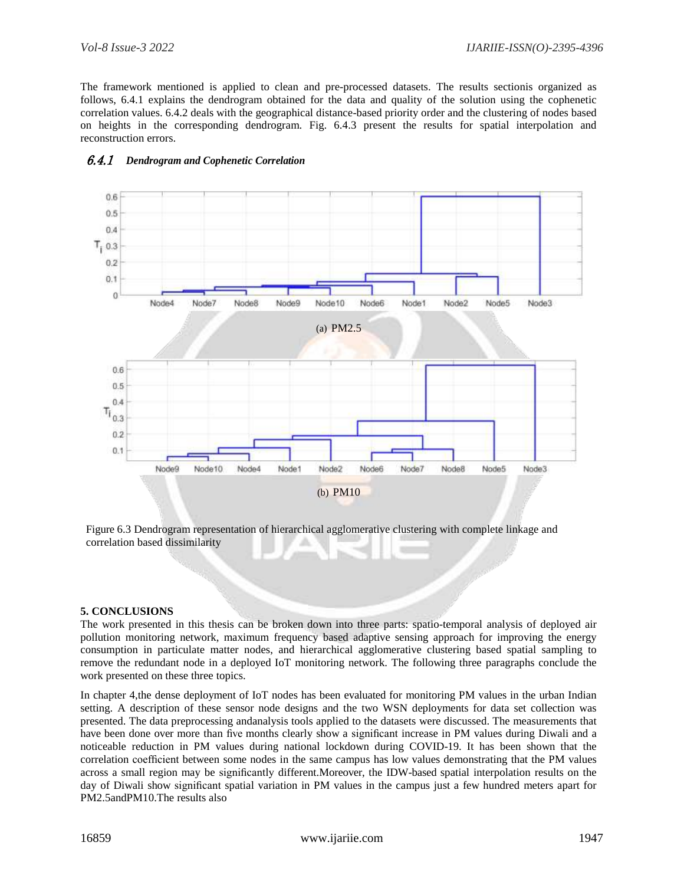The framework mentioned is applied to clean and pre-processed datasets. The results sectionis organized as follows, 6.4.1 explains the dendrogram obtained for the data and quality of the solution using the cophenetic correlation values. 6.4.2 deals with the geographical distance-based priority order and the clustering of nodes based on heights in the corresponding dendrogram. Fig. 6.4.3 present the results for spatial interpolation and reconstruction errors.

### 6.4.1 *Dendrogram and Cophenetic Correlation*

(a) PM2.5

(b) PM10

Figure 6.3 Dendrogram representation of hierarchical agglomerative clustering with complete linkage and correlation based dissimilarity

## 5. CONCLUSIONS

The work presented in this thesis can be broken down into three parts: spatio-temporal analysis of deployed air pollution monitoring network, maximum frequency based adaptive sensing approach for improving the energy consumption in particulate matter nodes, and hierarchical agglomerative clustering based spatial sampling to remove the redundant node in a deployed IoT monitoring network. The following three paragraphs conclude the work presented on these three topics.

In chapter 4,the dense deployment of IoT nodes has been evaluated for monitoring PM values in the urban Indian setting. A description of these sensor node designs and the two WSN deployments for data set collection was presented. The data preprocessing andanalysis tools applied to the datasets were discussed. The measurements that have been done over more than five months clearly show a significant increase in PM values during Diwali and a noticeable reduction in PM values during national lockdown during COVID-19. It has been shown that the correlation coefficient between some nodes in the same campus has low values demonstrating that the PM values across a small region may be significantly different.Moreover, the IDW-based spatial interpolation results on the day of Diwali show significant spatial variation in PM values in the campus just a few hundred meters apart for PM2.5andPM10.The results also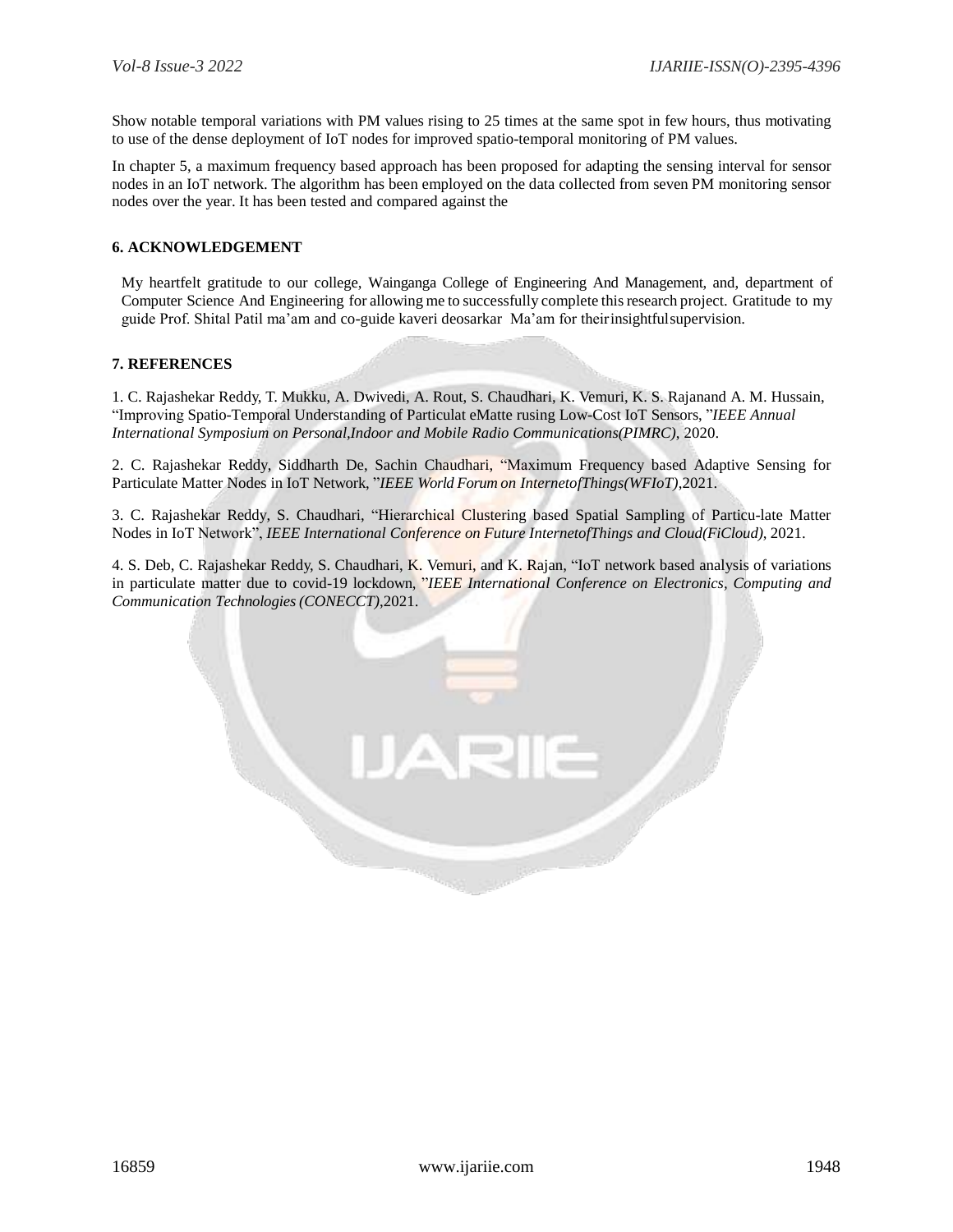Show notable temporal variations with PM values rising to 25 times at the same spot in few hours, thus motivating to use of the dense deployment of IoT nodes for improved spatio-temporal monitoring of PM values.

In chapter 5, a maximum frequency based approach has been proposed for adapting the sensing interval for sensor nodes in an IoT network. The algorithm has been employed on the data collected from seven PM monitoring sensor nodes over the year. It has been tested and compared against the

## 6. ACKNOWLEDGEMENT

My heartfelt gratitude to our college, Wainganga College of Engineering And Management, and, department of Computer Science And Engineering for allowing me to successfully complete this research project. Gratitude to my guide Prof. Shital Patil ma'am and co-guide kaveri deosarkar Ma'am for theirinsightfulsupervision.

## 7. REFERENCES

1. C. Rajashekar Reddy, T. Mukku, A. Dwivedi, A. Rout, S. Chaudhari, K. Vemuri, K. S. Rajanand A. M. Hussain, "Improving Spatio-Temporal Understanding of Particulat eMatte rusing Low-Cost IoT Sensors, "*IEEE Annual International Symposium on Personal,Indoor and Mobile Radio Communications(PIMRC)*, 2020.

2. C. Rajashekar Reddy, Siddharth De, Sachin Chaudhari, "Maximum Frequency based Adaptive Sensing for Particulate Matter Nodes in IoT Network, "*IEEE World Forum on InternetofThings(WFIoT)*,2021.

3. C. Rajashekar Reddy, S. Chaudhari, "Hierarchical Clustering based Spatial Sampling of Particu-late Matter Nodes in IoT Network", *IEEE International Conference on Future InternetofThings and Cloud(FiCloud)*, 2021.

4. S. Deb, C. Rajashekar Reddy, S. Chaudhari, K. Vemuri, and K. Rajan, "IoT network based analysis of variations in particulate matter due to covid-19 lockdown, "*IEEE International Conference on Electronics, Computing and Communication Technologies (CONECCT)*,2021.